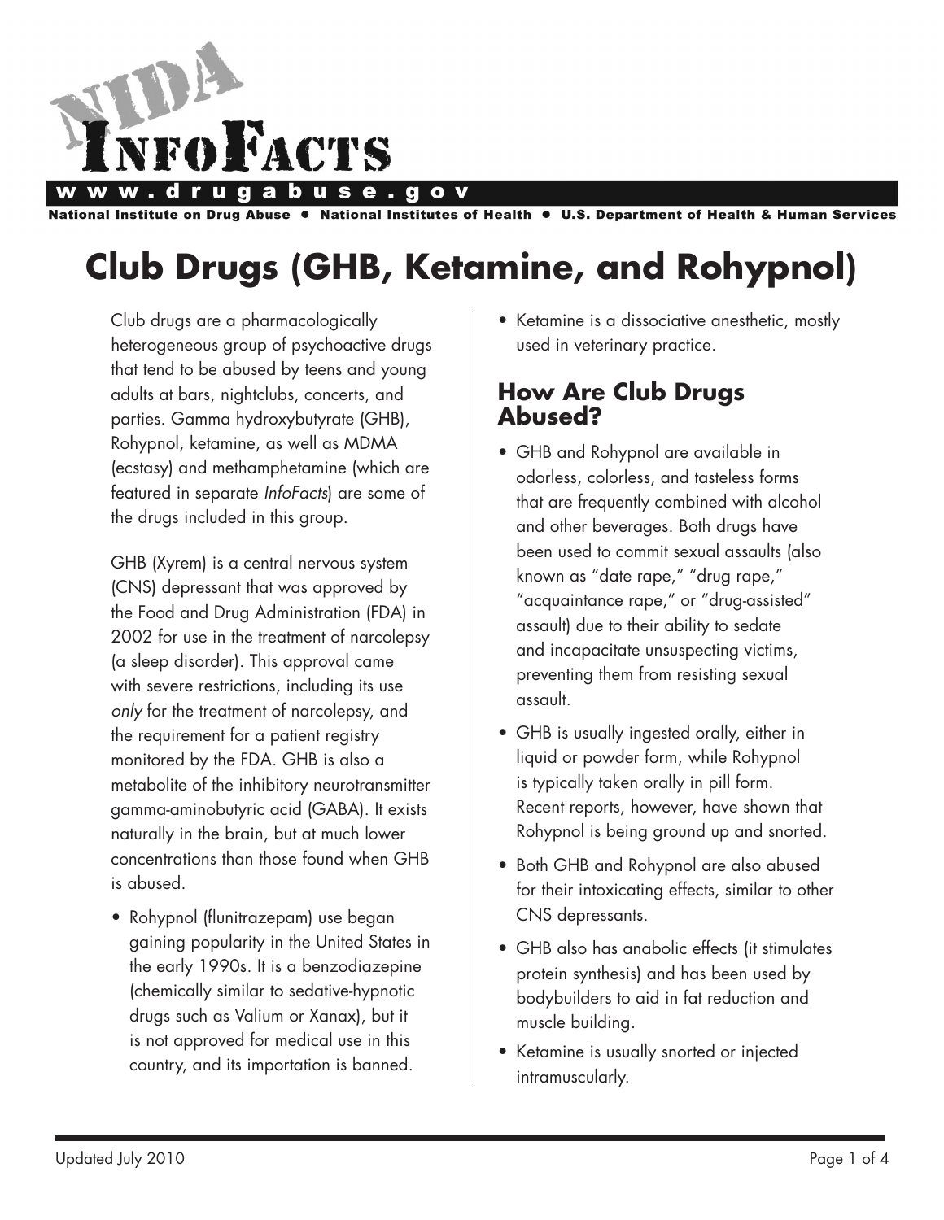# NIDA InfoFacts

www.drugabuse.gov

National Institute on Drug Abuse • National Institutes of Health • U.S. Department of Health & Human Services

# Club Drugs (GHB, Ketamine, and Rohypnol)

Club drugs are a pharmacologically heterogeneous group of psychoactive drugs that tend to be abused by teens and young adults at bars, nightclubs, concerts, and parties. Gamma hydroxybutyrate (GHB), Rohypnol, ketamine, as well as MDMA (ecstasy) and methamphetamine (which are featured in separate *InfoFacts*) are some of the drugs included in this group.

GHB (Xyrem) is a central nervous system (CNS) depressant that was approved by the Food and Drug Administration (FDA) in 2002 for use in the treatment of narcolepsy (a sleep disorder). This approval came with severe restrictions, including its use *only* for the treatment of narcolepsy, and the requirement for a patient registry monitored by the FDA. GHB is also a metabolite of the inhibitory neurotransmitter gamma-aminobutyric acid (GABA). It exists naturally in the brain, but at much lower concentrations than those found when GHB is abused.

- Rohypnol (flunitrazepam) use began gaining popularity in the United States in the early 1990s. It is a benzodiazepine (chemically similar to sedative-hypnotic drugs such as Valium or Xanax), but it is not approved for medical use in this country, and its importation is banned.
- Ketamine is a dissociative anesthetic, mostly used in veterinary practice.

## How Are Club Drugs Abused?

- GHB and Rohypnol are available in odorless, colorless, and tasteless forms that are frequently combined with alcohol and other beverages. Both drugs have been used to commit sexual assaults (also known as “date rape,” “drug rape,” “acquaintance rape,” or “drug-assisted” assault) due to their ability to sedate and incapacitate unsuspecting victims, preventing them from resisting sexual assault.
- GHB is usually ingested orally, either in liquid or powder form, while Rohypnol is typically taken orally in pill form. Recent reports, however, have shown that Rohypnol is being ground up and snorted.
- Both GHB and Rohypnol are also abused for their intoxicating effects, similar to other CNS depressants.
- GHB also has anabolic effects (it stimulates protein synthesis) and has been used by bodybuilders to aid in fat reduction and muscle building.
- Ketamine is usually snorted or injected intramuscularly.

Updated July 2010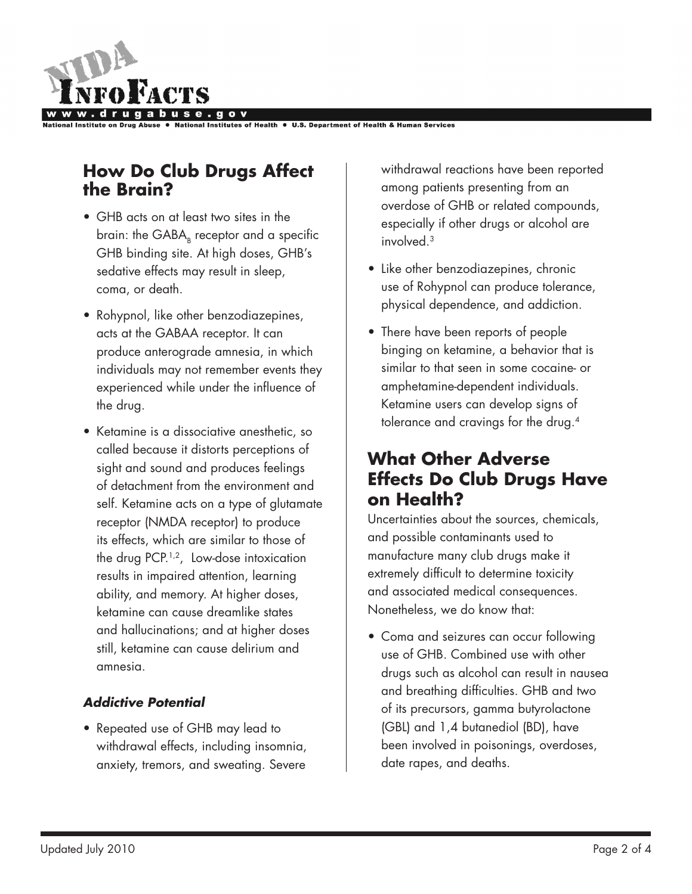## How Do Club Drugs Affect the Brain?

- GHB acts on at least two sites in the brain: the $GABA_B$ receptor and a specific GHB binding site. At high doses, GHB's sedative effects may result in sleep, coma, or death.
- Rohypnol, like other benzodiazepines, acts at the GABAA receptor. It can produce anterograde amnesia, in which individuals may not remember events they experienced while under the influence of the drug.
- Ketamine is a dissociative anesthetic, so called because it distorts perceptions of sight and sound and produces feelings of detachment from the environment and self. Ketamine acts on a type of glutamate receptor (NMDA receptor) to produce its effects, which are similar to those of the drug PCP.[1,2], Low-dose intoxication results in impaired attention, learning ability, and memory. At higher doses, ketamine can cause dreamlike states and hallucinations; and at higher doses still, ketamine can cause delirium and amnesia.

### *Addictive Potential*

- Repeated use of GHB may lead to withdrawal effects, including insomnia, anxiety, tremors, and sweating. Severe withdrawal reactions have been reported among patients presenting from an overdose of GHB or related compounds, especially if other drugs or alcohol are involved.[3]
- Like other benzodiazepines, chronic use of Rohypnol can produce tolerance, physical dependence, and addiction.
- There have been reports of people binging on ketamine, a behavior that is similar to that seen in some cocaine- or amphetamine-dependent individuals. Ketamine users can develop signs of tolerance and cravings for the drug.[4]

## What Other Adverse Effects Do Club Drugs Have on Health?

Uncertainties about the sources, chemicals, and possible contaminants used to manufacture many club drugs make it extremely difficult to determine toxicity and associated medical consequences. Nonetheless, we do know that:

- Coma and seizures can occur following use of GHB. Combined use with other drugs such as alcohol can result in nausea and breathing difficulties. GHB and two of its precursors, gamma butyrolactone (GBL) and 1,4 butanediol (BD), have been involved in poisonings, overdoses, date rapes, and deaths.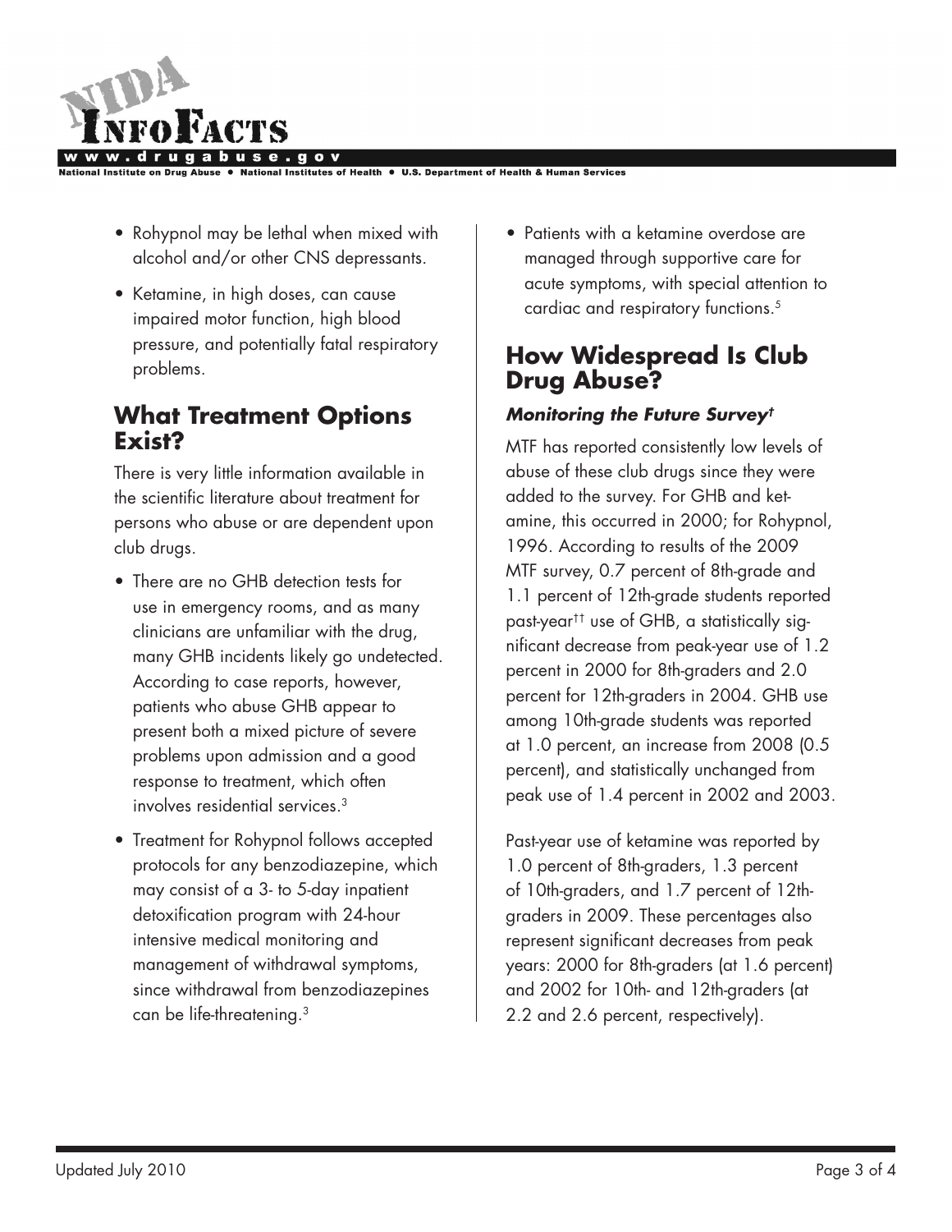- Rohypnol may be lethal when mixed with alcohol and/or other CNS depressants.
- Ketamine, in high doses, can cause impaired motor function, high blood pressure, and potentially fatal respiratory problems.

## What Treatment Options Exist?

There is very little information available in the scientific literature about treatment for persons who abuse or are dependent upon club drugs.

- There are no GHB detection tests for use in emergency rooms, and as many clinicians are unfamiliar with the drug, many GHB incidents likely go undetected. According to case reports, however, patients who abuse GHB appear to present both a mixed picture of severe problems upon admission and a good response to treatment, which often involves residential services.[3]
- Treatment for Rohypnol follows accepted protocols for any benzodiazepine, which may consist of a 3- to 5-day inpatient detoxification program with 24-hour intensive medical monitoring and management of withdrawal symptoms, since withdrawal from benzodiazepines can be life-threatening.[3]
- Patients with a ketamine overdose are managed through supportive care for acute symptoms, with special attention to cardiac and respiratory functions.[5]

## How Widespread Is Club Drug Abuse?

### *Monitoring the Future Survey*[†]

MTF has reported consistently low levels of abuse of these club drugs since they were added to the survey. For GHB and ketamine, this occurred in 2000; for Rohypnol, 1996. According to results of the 2009 MTF survey, 0.7 percent of 8th-grade and 1.1 percent of 12th-grade students reported past-year[††] use of GHB, a statistically significant decrease from peak-year use of 1.2 percent in 2000 for 8th-graders and 2.0 percent for 12th-graders in 2004. GHB use among 10th-grade students was reported at 1.0 percent, an increase from 2008 (0.5 percent), and statistically unchanged from peak use of 1.4 percent in 2002 and 2003.

Past-year use of ketamine was reported by 1.0 percent of 8th-graders, 1.3 percent of 10th-graders, and 1.7 percent of 12th-graders in 2009. These percentages also represent significant decreases from peak years: 2000 for 8th-graders (at 1.6 percent) and 2002 for 10th- and 12th-graders (at 2.2 and 2.6 percent, respectively).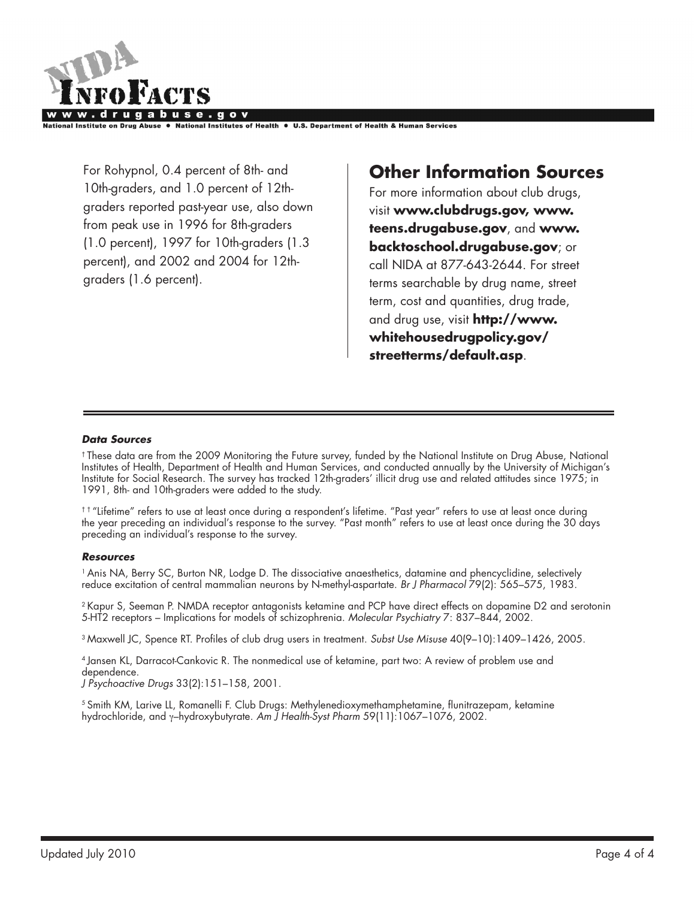For Rohypnol, 0.4 percent of 8th- and 10th-graders, and 1.0 percent of 12th-graders reported past-year use, also down from peak use in 1996 for 8th-graders (1.0 percent), 1997 for 10th-graders (1.3 percent), and 2002 and 2004 for 12th-graders (1.6 percent).

## Other Information Sources

For more information about club drugs, visit **www.clubdrugs.gov, www.teens.drugabuse.gov**, and **www.backtoschool.drugabuse.gov**; or call NIDA at 877-643-2644. For street terms searchable by drug name, street term, cost and quantities, drug trade, and drug use, visit **http://www.whitehousedrugpolicy.gov/streetterms/default.asp**.

---

***Data Sources***

† These data are from the 2009 Monitoring the Future survey, funded by the National Institute on Drug Abuse, National Institutes of Health, Department of Health and Human Services, and conducted annually by the University of Michigan's Institute for Social Research. The survey has tracked 12th-graders' illicit drug use and related attitudes since 1975; in 1991, 8th- and 10th-graders were added to the study.

†† "Lifetime" refers to use at least once during a respondent's lifetime. "Past year" refers to use at least once during the year preceding an individual's response to the survey. "Past month" refers to use at least once during the 30 days preceding an individual's response to the survey.

***Resources***

[1] Anis NA, Berry SC, Burton NR, Lodge D. The dissociative anaesthetics, datamine and phencyclidine, selectively reduce excitation of central mammalian neurons by N-methyl-aspartate. *Br J Pharmacol* 79(2): 565–575, 1983.

[2] Kapur S, Seeman P. NMDA receptor antagonists ketamine and PCP have direct effects on dopamine D2 and serotonin 5-HT2 receptors – Implications for models of schizophrenia. *Molecular Psychiatry* 7: 837–844, 2002.

[3] Maxwell JC, Spence RT. Profiles of club drug users in treatment. *Subst Use Misuse* 40(9–10):1409–1426, 2005.

[4] Jansen KL, Darracot-Cankovic R. The nonmedical use of ketamine, part two: A review of problem use and dependence.
*J Psychoactive Drugs* 33(2):151–158, 2001.

[5] Smith KM, Larive LL, Romanelli F. Club Drugs: Methylenedioxymethamphetamine, flunitrazepam, ketamine hydrochloride, and γ–hydroxybutyrate. *Am J Health-Syst Pharm* 59(11):1067–1076, 2002.

Updated July 2010